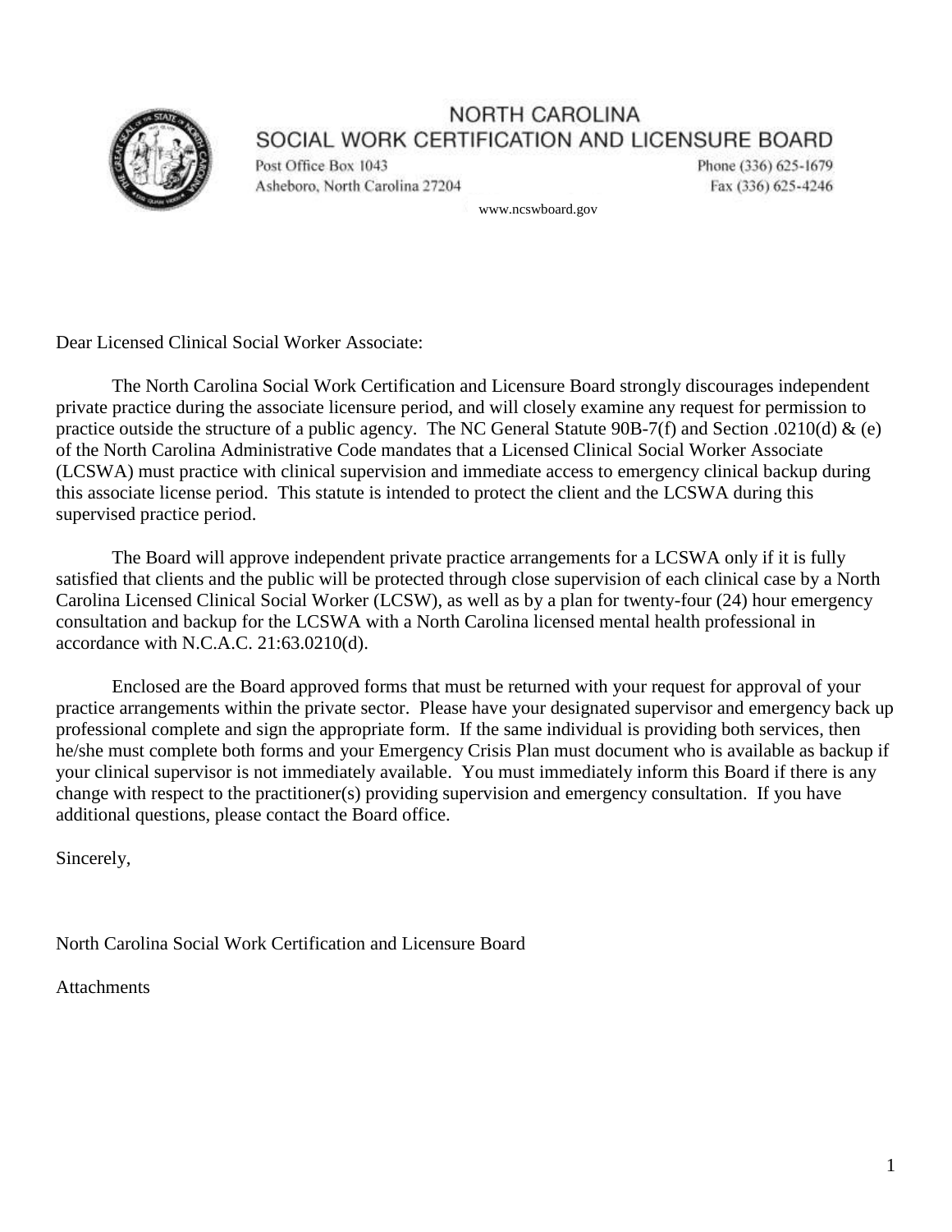# NORTH CAROLINA
## SOCIAL WORK CERTIFICATION AND LICENSURE BOARD

Post Office Box 1043
Asheboro, North Carolina 27204

Phone (336) 625-1679
Fax (336) 625-4246

www.ncswboard.gov

Dear Licensed Clinical Social Worker Associate:

The North Carolina Social Work Certification and Licensure Board strongly discourages independent private practice during the associate licensure period, and will closely examine any request for permission to practice outside the structure of a public agency. The NC General Statute 90B-7(f) and Section .0210(d) & (e) of the North Carolina Administrative Code mandates that a Licensed Clinical Social Worker Associate (LCSWA) must practice with clinical supervision and immediate access to emergency clinical backup during this associate license period. This statute is intended to protect the client and the LCSWA during this supervised practice period.

The Board will approve independent private practice arrangements for a LCSWA only if it is fully satisfied that clients and the public will be protected through close supervision of each clinical case by a North Carolina Licensed Clinical Social Worker (LCSW), as well as by a plan for twenty-four (24) hour emergency consultation and backup for the LCSWA with a North Carolina licensed mental health professional in accordance with N.C.A.C. 21:63.0210(d).

Enclosed are the Board approved forms that must be returned with your request for approval of your practice arrangements within the private sector. Please have your designated supervisor and emergency back up professional complete and sign the appropriate form. If the same individual is providing both services, then he/she must complete both forms and your Emergency Crisis Plan must document who is available as backup if your clinical supervisor is not immediately available. You must immediately inform this Board if there is any change with respect to the practitioner(s) providing supervision and emergency consultation. If you have additional questions, please contact the Board office.

Sincerely,

North Carolina Social Work Certification and Licensure Board

Attachments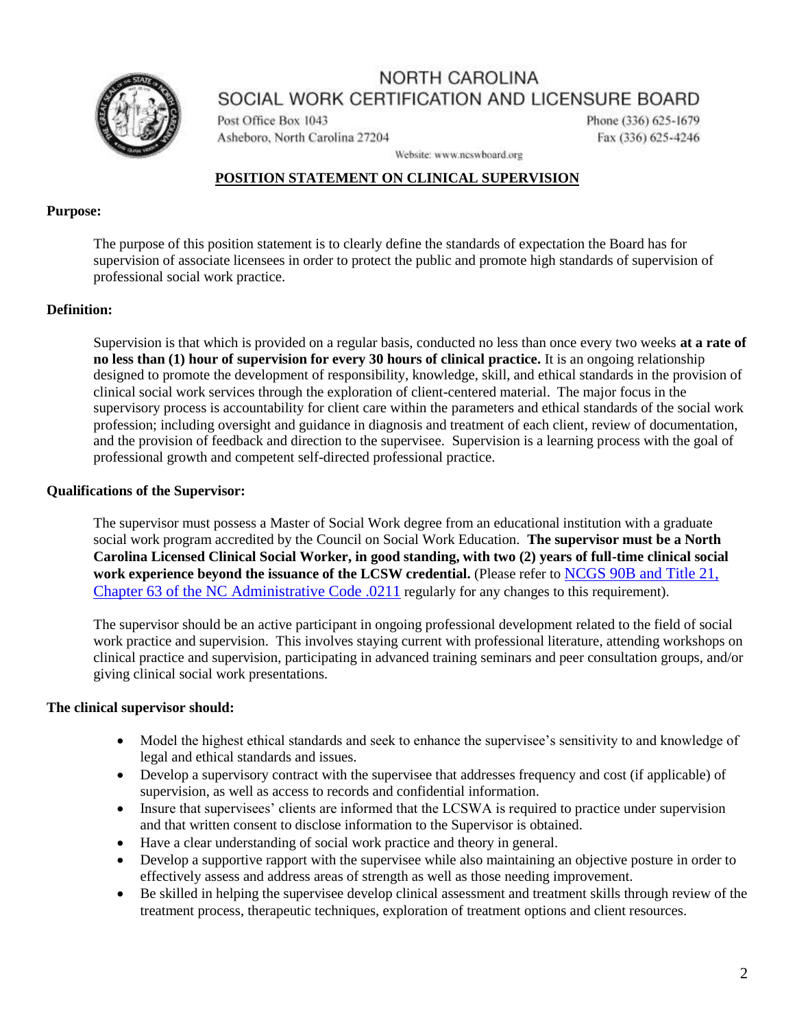# NORTH CAROLINA
## SOCIAL WORK CERTIFICATION AND LICENSURE BOARD

Post Office Box 1043
Asheboro, North Carolina 27204

Phone (336) 625-1679
Fax (336) 625-4246

Website: www.ncswboard.org

## POSITION STATEMENT ON CLINICAL SUPERVISION

**Purpose:**

The purpose of this position statement is to clearly define the standards of expectation the Board has for supervision of associate licensees in order to protect the public and promote high standards of supervision of professional social work practice.

**Definition:**

Supervision is that which is provided on a regular basis, conducted no less than once every two weeks **at a rate of no less than (1) hour of supervision for every 30 hours of clinical practice.** It is an ongoing relationship designed to promote the development of responsibility, knowledge, skill, and ethical standards in the provision of clinical social work services through the exploration of client-centered material. The major focus in the supervisory process is accountability for client care within the parameters and ethical standards of the social work profession; including oversight and guidance in diagnosis and treatment of each client, review of documentation, and the provision of feedback and direction to the supervisee. Supervision is a learning process with the goal of professional growth and competent self-directed professional practice.

**Qualifications of the Supervisor:**

The supervisor must possess a Master of Social Work degree from an educational institution with a graduate social work program accredited by the Council on Social Work Education. **The supervisor must be a North Carolina Licensed Clinical Social Worker, in good standing, with two (2) years of full-time clinical social work experience beyond the issuance of the LCSW credential.** (Please refer to NCGS 90B and Title 21, Chapter 63 of the NC Administrative Code .0211 regularly for any changes to this requirement).

The supervisor should be an active participant in ongoing professional development related to the field of social work practice and supervision. This involves staying current with professional literature, attending workshops on clinical practice and supervision, participating in advanced training seminars and peer consultation groups, and/or giving clinical social work presentations.

**The clinical supervisor should:**

- Model the highest ethical standards and seek to enhance the supervisee's sensitivity to and knowledge of legal and ethical standards and issues.
- Develop a supervisory contract with the supervisee that addresses frequency and cost (if applicable) of supervision, as well as access to records and confidential information.
- Insure that supervisees' clients are informed that the LCSWA is required to practice under supervision and that written consent to disclose information to the Supervisor is obtained.
- Have a clear understanding of social work practice and theory in general.
- Develop a supportive rapport with the supervisee while also maintaining an objective posture in order to effectively assess and address areas of strength as well as those needing improvement.
- Be skilled in helping the supervisee develop clinical assessment and treatment skills through review of the treatment process, therapeutic techniques, exploration of treatment options and client resources.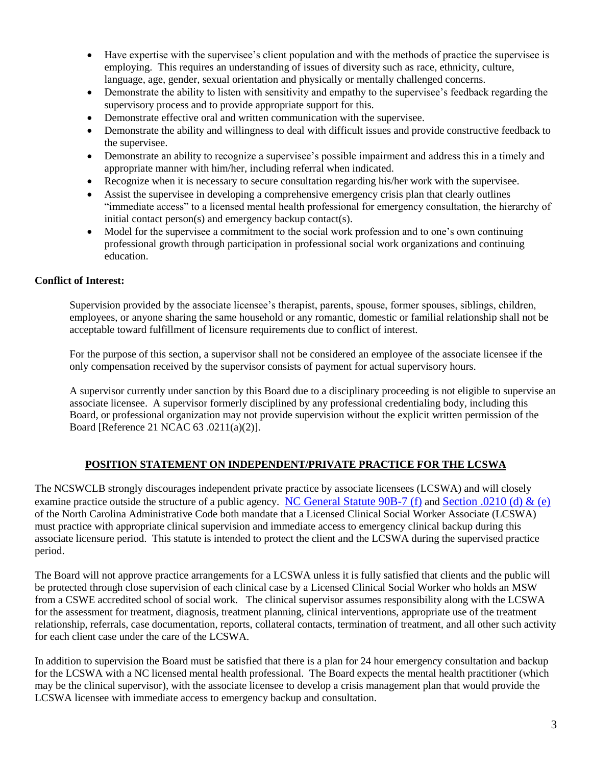- Have expertise with the supervisee's client population and with the methods of practice the supervisee is employing. This requires an understanding of issues of diversity such as race, ethnicity, culture, language, age, gender, sexual orientation and physically or mentally challenged concerns.
- Demonstrate the ability to listen with sensitivity and empathy to the supervisee's feedback regarding the supervisory process and to provide appropriate support for this.
- Demonstrate effective oral and written communication with the supervisee.
- Demonstrate the ability and willingness to deal with difficult issues and provide constructive feedback to the supervisee.
- Demonstrate an ability to recognize a supervisee's possible impairment and address this in a timely and appropriate manner with him/her, including referral when indicated.
- Recognize when it is necessary to secure consultation regarding his/her work with the supervisee.
- Assist the supervisee in developing a comprehensive emergency crisis plan that clearly outlines "immediate access" to a licensed mental health professional for emergency consultation, the hierarchy of initial contact person(s) and emergency backup contact(s).
- Model for the supervisee a commitment to the social work profession and to one's own continuing professional growth through participation in professional social work organizations and continuing education.

**Conflict of Interest:**

Supervision provided by the associate licensee's therapist, parents, spouse, former spouses, siblings, children, employees, or anyone sharing the same household or any romantic, domestic or familial relationship shall not be acceptable toward fulfillment of licensure requirements due to conflict of interest.

For the purpose of this section, a supervisor shall not be considered an employee of the associate licensee if the only compensation received by the supervisor consists of payment for actual supervisory hours.

A supervisor currently under sanction by this Board due to a disciplinary proceeding is not eligible to supervise an associate licensee. A supervisor formerly disciplined by any professional credentialing body, including this Board, or professional organization may not provide supervision without the explicit written permission of the Board [Reference 21 NCAC 63 .0211(a)(2)].

## POSITION STATEMENT ON INDEPENDENT/PRIVATE PRACTICE FOR THE LCSWA

The NCSWCLB strongly discourages independent private practice by associate licensees (LCSWA) and will closely examine practice outside the structure of a public agency. NC General Statute 90B-7 (f) and Section .0210 (d) & (e) of the North Carolina Administrative Code both mandate that a Licensed Clinical Social Worker Associate (LCSWA) must practice with appropriate clinical supervision and immediate access to emergency clinical backup during this associate licensure period. This statute is intended to protect the client and the LCSWA during the supervised practice period.

The Board will not approve practice arrangements for a LCSWA unless it is fully satisfied that clients and the public will be protected through close supervision of each clinical case by a Licensed Clinical Social Worker who holds an MSW from a CSWE accredited school of social work. The clinical supervisor assumes responsibility along with the LCSWA for the assessment for treatment, diagnosis, treatment planning, clinical interventions, appropriate use of the treatment relationship, referrals, case documentation, reports, collateral contacts, termination of treatment, and all other such activity for each client case under the care of the LCSWA.

In addition to supervision the Board must be satisfied that there is a plan for 24 hour emergency consultation and backup for the LCSWA with a NC licensed mental health professional. The Board expects the mental health practitioner (which may be the clinical supervisor), with the associate licensee to develop a crisis management plan that would provide the LCSWA licensee with immediate access to emergency backup and consultation.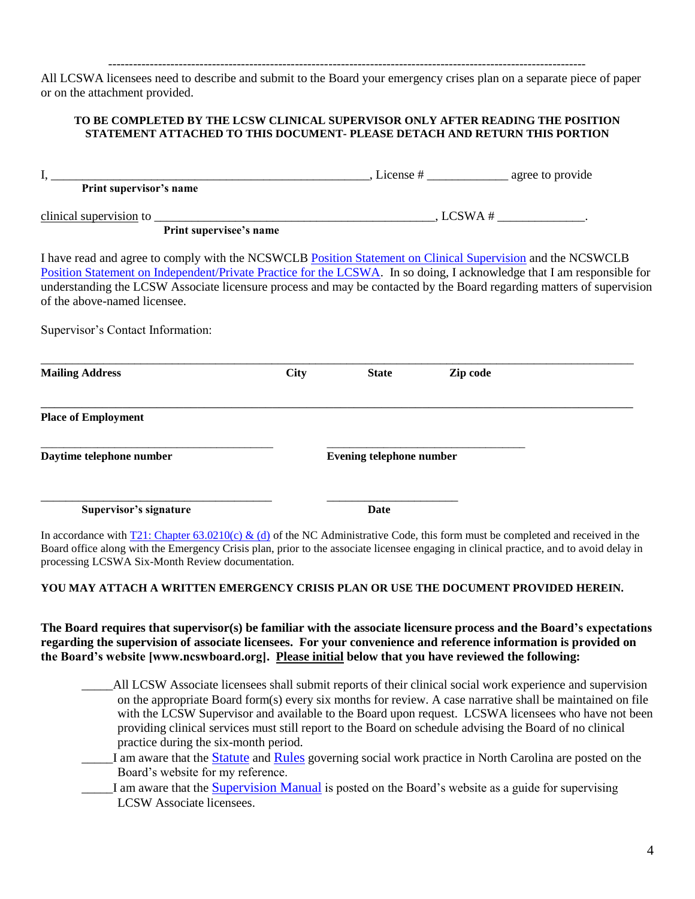---

All LCSWA licensees need to describe and submit to the Board your emergency crises plan on a separate piece of paper or on the attachment provided.

**TO BE COMPLETED BY THE LCSW CLINICAL SUPERVISOR ONLY AFTER READING THE POSITION STATEMENT ATTACHED TO THIS DOCUMENT- PLEASE DETACH AND RETURN THIS PORTION**

I, ____________________________________________________, License # _____________ agree to provide
**Print supervisor's name**

clinical supervision to ______________________________________________, LCSWA # ______________.
**Print supervisee's name**

I have read and agree to comply with the NCSWCLB Position Statement on Clinical Supervision and the NCSWCLB Position Statement on Independent/Private Practice for the LCSWA. In so doing, I acknowledge that I am responsible for understanding the LCSW Associate licensure process and may be contacted by the Board regarding matters of supervision of the above-named licensee.

Supervisor's Contact Information:

_____________________________________________________________________________________

**Mailing Address** **City** **State** **Zip code**

_____________________________________________________________________________________

**Place of Employment**

________________________________________ ________________________________

**Daytime telephone number** **Evening telephone number**

________________________________________ ______________________

**Supervisor's signature** **Date**

In accordance with T21: Chapter 63.0210(c) & (d) of the NC Administrative Code, this form must be completed and received in the Board office along with the Emergency Crisis plan, prior to the associate licensee engaging in clinical practice, and to avoid delay in processing LCSWA Six-Month Review documentation.

**YOU MAY ATTACH A WRITTEN EMERGENCY CRISIS PLAN OR USE THE DOCUMENT PROVIDED HEREIN.**

**The Board requires that supervisor(s) be familiar with the associate licensure process and the Board's expectations regarding the supervision of associate licensees. For your convenience and reference information is provided on the Board's website [www.ncswboard.org]. Please initial below that you have reviewed the following:**

_____All LCSW Associate licensees shall submit reports of their clinical social work experience and supervision on the appropriate Board form(s) every six months for review. A case narrative shall be maintained on file with the LCSW Supervisor and available to the Board upon request. LCSWA licensees who have not been providing clinical services must still report to the Board on schedule advising the Board of no clinical practice during the six-month period.

_____I am aware that the Statute and Rules governing social work practice in North Carolina are posted on the Board's website for my reference.

_____I am aware that the Supervision Manual is posted on the Board's website as a guide for supervising LCSW Associate licensees.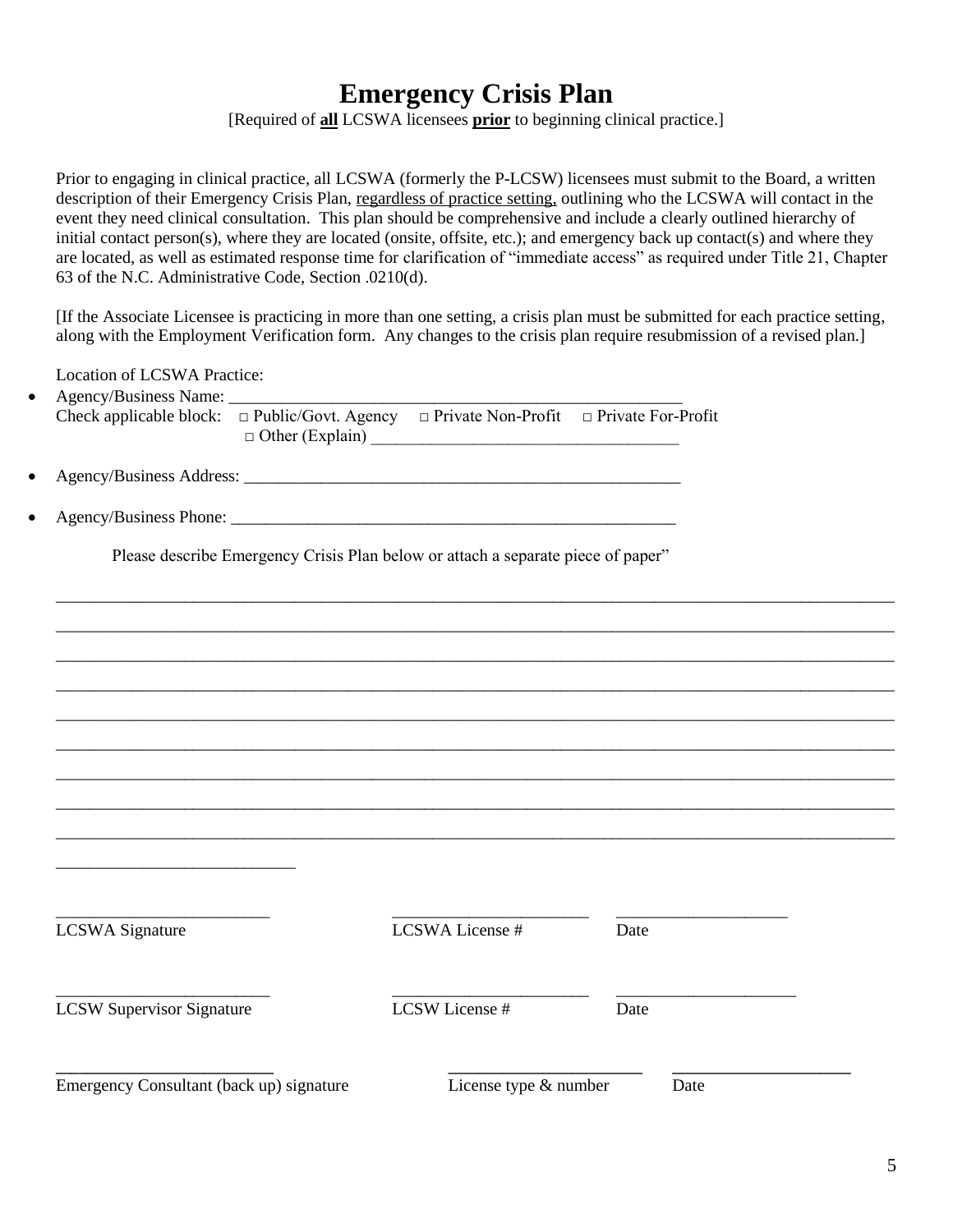# Emergency Crisis Plan

[Required of **all** LCSWA licensees **prior** to beginning clinical practice.]

Prior to engaging in clinical practice, all LCSWA (formerly the P-LCSW) licensees must submit to the Board, a written description of their Emergency Crisis Plan, regardless of practice setting, outlining who the LCSWA will contact in the event they need clinical consultation. This plan should be comprehensive and include a clearly outlined hierarchy of initial contact person(s), where they are located (onsite, offsite, etc.); and emergency back up contact(s) and where they are located, as well as estimated response time for clarification of "immediate access" as required under Title 21, Chapter 63 of the N.C. Administrative Code, Section .0210(d).

[If the Associate Licensee is practicing in more than one setting, a crisis plan must be submitted for each practice setting, along with the Employment Verification form. Any changes to the crisis plan require resubmission of a revised plan.]

Location of LCSWA Practice:

- Agency/Business Name: ______________________________________________________
  Check applicable block: □ Public/Govt. Agency □ Private Non-Profit □ Private For-Profit
  □ Other (Explain) ___________________________________
- Agency/Business Address: ____________________________________________________
- Agency/Business Phone: _____________________________________________________

Please describe Emergency Crisis Plan below or attach a separate piece of paper"

____________________________________________________________________________________________

____________________________________________________________________________________________

____________________________________________________________________________________________

____________________________________________________________________________________________

____________________________________________________________________________________________

____________________________________________________________________________________________

____________________________________________________________________________________________

____________________________________________________________________________________________

____________________________________________________________________________________________

___________________________

_________________________ _______________________ ____________________
LCSWA Signature LCSWA License # Date

_________________________ _______________________ _____________________
LCSW Supervisor Signature LCSW License # Date

_________________________ _______________________ ____________________
Emergency Consultant (back up) signature License type & number Date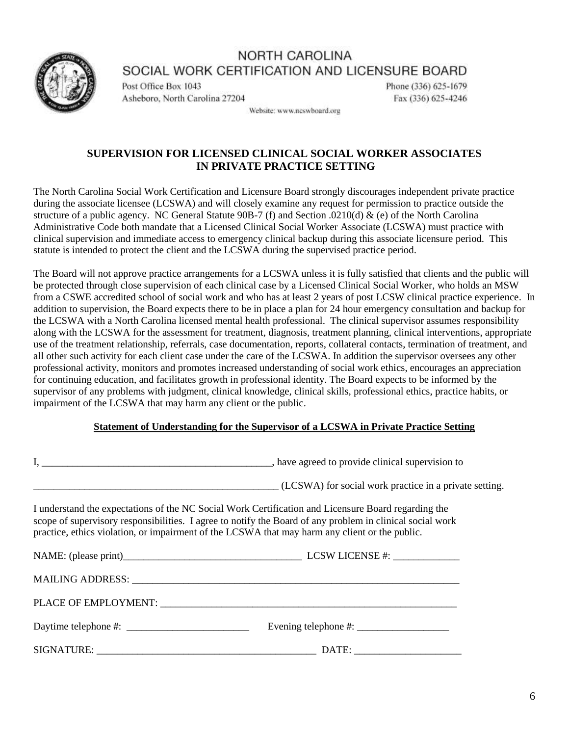# NORTH CAROLINA
## SOCIAL WORK CERTIFICATION AND LICENSURE BOARD

Post Office Box 1043
Asheboro, North Carolina 27204

Phone (336) 625-1679
Fax (336) 625-4246

Website: www.ncswboard.org

## SUPERVISION FOR LICENSED CLINICAL SOCIAL WORKER ASSOCIATES IN PRIVATE PRACTICE SETTING

The North Carolina Social Work Certification and Licensure Board strongly discourages independent private practice during the associate licensee (LCSWA) and will closely examine any request for permission to practice outside the structure of a public agency. NC General Statute 90B-7 (f) and Section .0210(d) & (e) of the North Carolina Administrative Code both mandate that a Licensed Clinical Social Worker Associate (LCSWA) must practice with clinical supervision and immediate access to emergency clinical backup during this associate licensure period. This statute is intended to protect the client and the LCSWA during the supervised practice period.

The Board will not approve practice arrangements for a LCSWA unless it is fully satisfied that clients and the public will be protected through close supervision of each clinical case by a Licensed Clinical Social Worker, who holds an MSW from a CSWE accredited school of social work and who has at least 2 years of post LCSW clinical practice experience. In addition to supervision, the Board expects there to be in place a plan for 24 hour emergency consultation and backup for the LCSWA with a North Carolina licensed mental health professional. The clinical supervisor assumes responsibility along with the LCSWA for the assessment for treatment, diagnosis, treatment planning, clinical interventions, appropriate use of the treatment relationship, referrals, case documentation, reports, collateral contacts, termination of treatment, and all other such activity for each client case under the care of the LCSWA. In addition the supervisor oversees any other professional activity, monitors and promotes increased understanding of social work ethics, encourages an appreciation for continuing education, and facilitates growth in professional identity. The Board expects to be informed by the supervisor of any problems with judgment, clinical knowledge, clinical skills, professional ethics, practice habits, or impairment of the LCSWA that may harm any client or the public.

**Statement of Understanding for the Supervisor of a LCSWA in Private Practice Setting**

I, ______________________________________________, have agreed to provide clinical supervision to

__________________________________________________ (LCSWA) for social work practice in a private setting.

I understand the expectations of the NC Social Work Certification and Licensure Board regarding the scope of supervisory responsibilities. I agree to notify the Board of any problem in clinical social work practice, ethics violation, or impairment of the LCSWA that may harm any client or the public.

NAME: (please print)___________________________________ LCSW LICENSE #: _____________

MAILING ADDRESS: ____________________________________________________________________

PLACE OF EMPLOYMENT: _______________________________________________________________

Daytime telephone #: ________________________ Evening telephone #: __________________

SIGNATURE: _____________________________________________ DATE: _____________________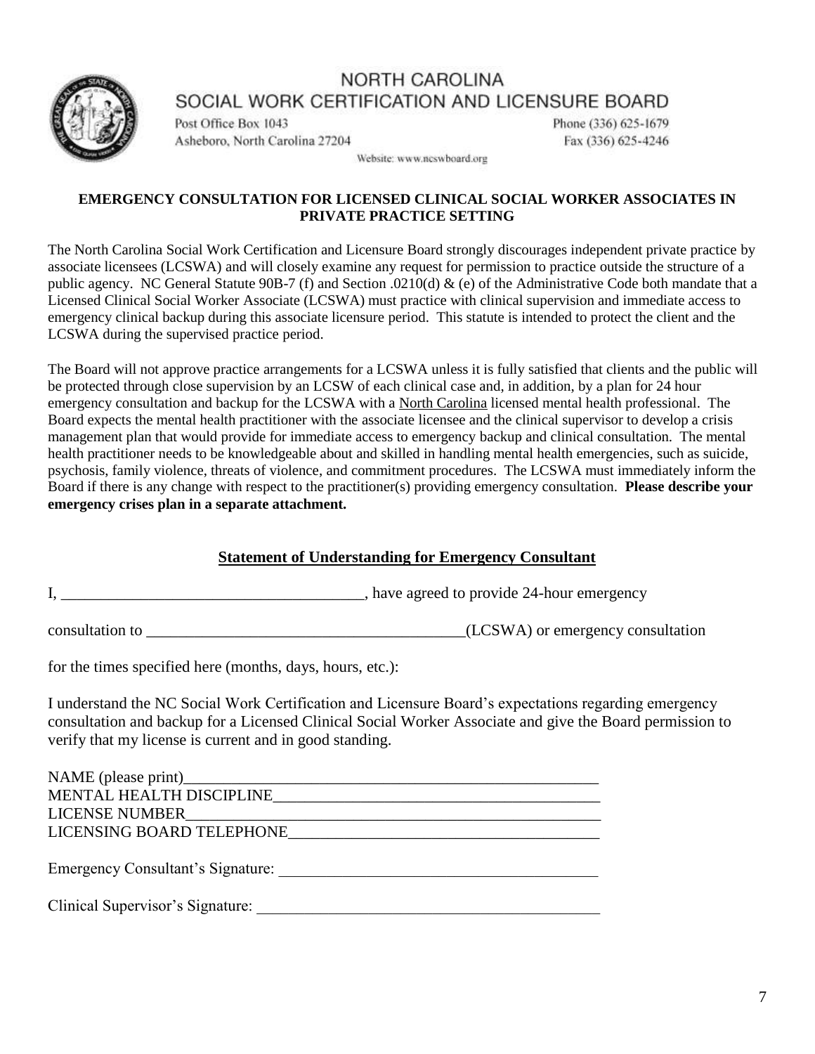# NORTH CAROLINA
## SOCIAL WORK CERTIFICATION AND LICENSURE BOARD

Post Office Box 1043
Asheboro, North Carolina 27204

Phone (336) 625-1679
Fax (336) 625-4246

Website: www.ncswboard.org

**EMERGENCY CONSULTATION FOR LICENSED CLINICAL SOCIAL WORKER ASSOCIATES IN PRIVATE PRACTICE SETTING**

The North Carolina Social Work Certification and Licensure Board strongly discourages independent private practice by associate licensees (LCSWA) and will closely examine any request for permission to practice outside the structure of a public agency. NC General Statute 90B-7 (f) and Section .0210(d) & (e) of the Administrative Code both mandate that a Licensed Clinical Social Worker Associate (LCSWA) must practice with clinical supervision and immediate access to emergency clinical backup during this associate licensure period. This statute is intended to protect the client and the LCSWA during the supervised practice period.

The Board will not approve practice arrangements for a LCSWA unless it is fully satisfied that clients and the public will be protected through close supervision by an LCSW of each clinical case and, in addition, by a plan for 24 hour emergency consultation and backup for the LCSWA with a North Carolina licensed mental health professional. The Board expects the mental health practitioner with the associate licensee and the clinical supervisor to develop a crisis management plan that would provide for immediate access to emergency backup and clinical consultation. The mental health practitioner needs to be knowledgeable about and skilled in handling mental health emergencies, such as suicide, psychosis, family violence, threats of violence, and commitment procedures. The LCSWA must immediately inform the Board if there is any change with respect to the practitioner(s) providing emergency consultation. **Please describe your emergency crises plan in a separate attachment.**

## Statement of Understanding for Emergency Consultant

I, ______________________________________, have agreed to provide 24-hour emergency

consultation to ________________________________________(LCSWA) or emergency consultation

for the times specified here (months, days, hours, etc.):

I understand the NC Social Work Certification and Licensure Board's expectations regarding emergency consultation and backup for a Licensed Clinical Social Worker Associate and give the Board permission to verify that my license is current and in good standing.

NAME (please print)_______________________________________________________
MENTAL HEALTH DISCIPLINE__________________________________________
LICENSE NUMBER_________________________________________________________
LICENSING BOARD TELEPHONE_______________________________________

Emergency Consultant's Signature: ________________________________________

Clinical Supervisor's Signature: ___________________________________________